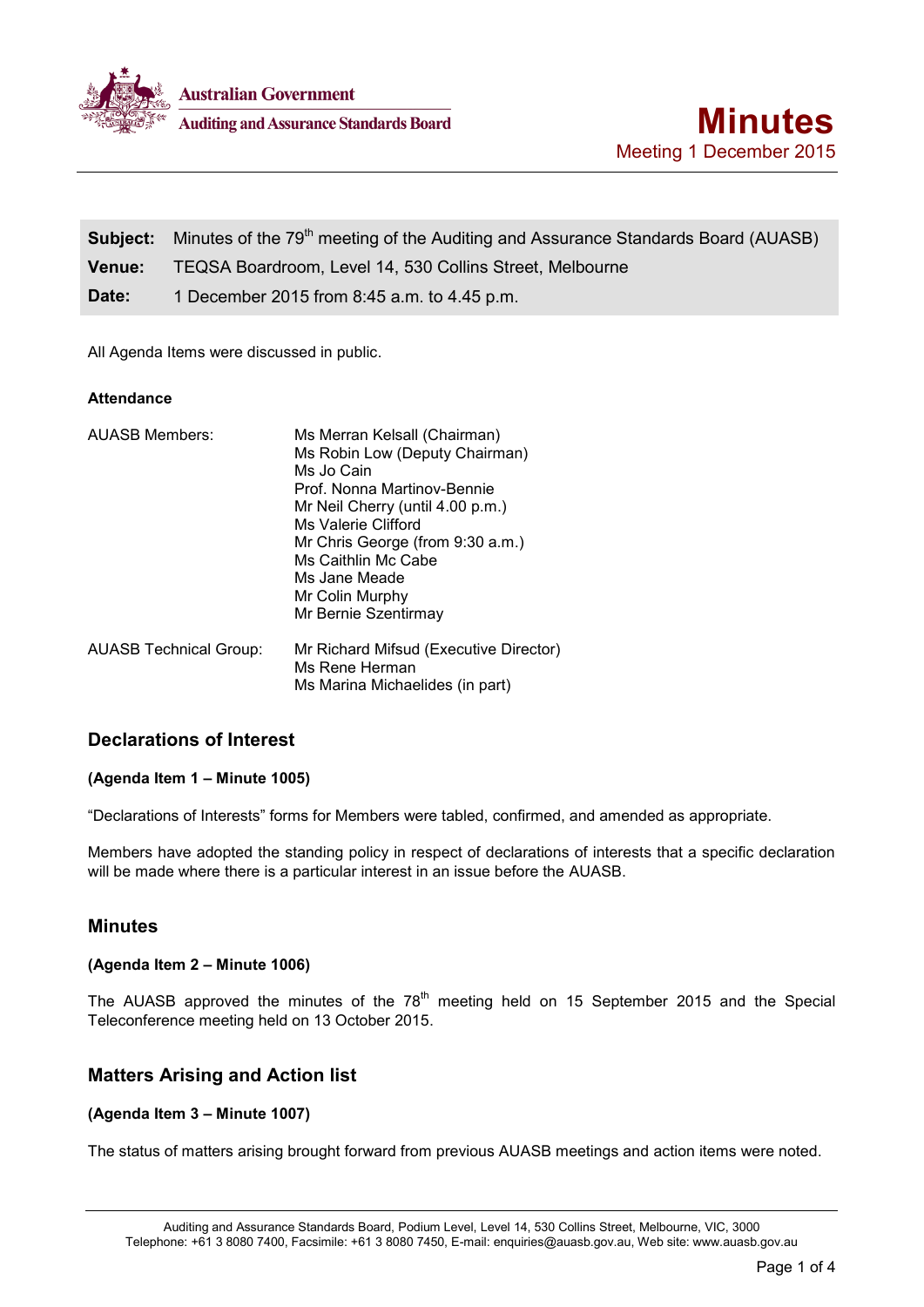Australian Government

Auditing and Assurance Standards Board

# Minutes

Meeting 1 December 2015

**Subject:** Minutes of the 79th meeting of the Auditing and Assurance Standards Board (AUASB)

**Venue:** TEQSA Boardroom, Level 14, 530 Collins Street, Melbourne

**Date:** 1 December 2015 from 8:45 a.m. to 4.45 p.m.

All Agenda Items were discussed in public.

**Attendance**

| | |
|---|---|
| AUASB Members: | Ms Merran Kelsall (Chairman)<br>Ms Robin Low (Deputy Chairman)<br>Ms Jo Cain<br>Prof. Nonna Martinov-Bennie<br>Mr Neil Cherry (until 4.00 p.m.)<br>Ms Valerie Clifford<br>Mr Chris George (from 9:30 a.m.)<br>Ms Caithlin Mc Cabe<br>Ms Jane Meade<br>Mr Colin Murphy<br>Mr Bernie Szentirmay |
| AUASB Technical Group: | Mr Richard Mifsud (Executive Director)<br>Ms Rene Herman<br>Ms Marina Michaelides (in part) |

## Declarations of Interest

**(Agenda Item 1 – Minute 1005)**

"Declarations of Interests" forms for Members were tabled, confirmed, and amended as appropriate.

Members have adopted the standing policy in respect of declarations of interests that a specific declaration will be made where there is a particular interest in an issue before the AUASB.

## Minutes

**(Agenda Item 2 – Minute 1006)**

The AUASB approved the minutes of the 78th meeting held on 15 September 2015 and the Special Teleconference meeting held on 13 October 2015.

## Matters Arising and Action list

**(Agenda Item 3 – Minute 1007)**

The status of matters arising brought forward from previous AUASB meetings and action items were noted.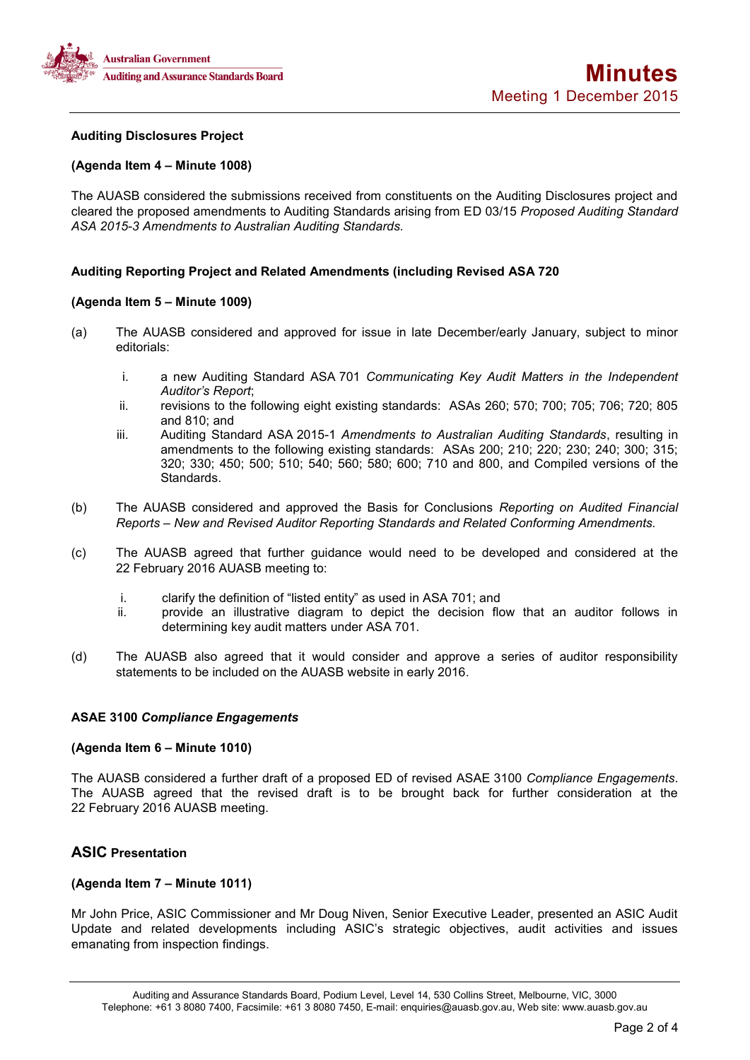**Auditing Disclosures Project**

**(Agenda Item 4 – Minute 1008)**

The AUASB considered the submissions received from constituents on the Auditing Disclosures project and cleared the proposed amendments to Auditing Standards arising from ED 03/15 *Proposed Auditing Standard ASA 2015-3 Amendments to Australian Auditing Standards.*

**Auditing Reporting Project and Related Amendments (including Revised ASA 720**

**(Agenda Item 5 – Minute 1009)**

(a) The AUASB considered and approved for issue in late December/early January, subject to minor editorials:

   i. a new Auditing Standard ASA 701 *Communicating Key Audit Matters in the Independent Auditor's Report*;
   ii. revisions to the following eight existing standards: ASAs 260; 570; 700; 705; 706; 720; 805 and 810; and
   iii. Auditing Standard ASA 2015-1 *Amendments to Australian Auditing Standards*, resulting in amendments to the following existing standards: ASAs 200; 210; 220; 230; 240; 300; 315; 320; 330; 450; 500; 510; 540; 560; 580; 600; 710 and 800, and Compiled versions of the Standards.

(b) The AUASB considered and approved the Basis for Conclusions *Reporting on Audited Financial Reports – New and Revised Auditor Reporting Standards and Related Conforming Amendments.*

(c) The AUASB agreed that further guidance would need to be developed and considered at the 22 February 2016 AUASB meeting to:

   i. clarify the definition of "listed entity" as used in ASA 701; and
   ii. provide an illustrative diagram to depict the decision flow that an auditor follows in determining key audit matters under ASA 701.

(d) The AUASB also agreed that it would consider and approve a series of auditor responsibility statements to be included on the AUASB website in early 2016.

**ASAE 3100 *Compliance Engagements***

**(Agenda Item 6 – Minute 1010)**

The AUASB considered a further draft of a proposed ED of revised ASAE 3100 *Compliance Engagements*. The AUASB agreed that the revised draft is to be brought back for further consideration at the 22 February 2016 AUASB meeting.

**ASIC Presentation**

**(Agenda Item 7 – Minute 1011)**

Mr John Price, ASIC Commissioner and Mr Doug Niven, Senior Executive Leader, presented an ASIC Audit Update and related developments including ASIC's strategic objectives, audit activities and issues emanating from inspection findings.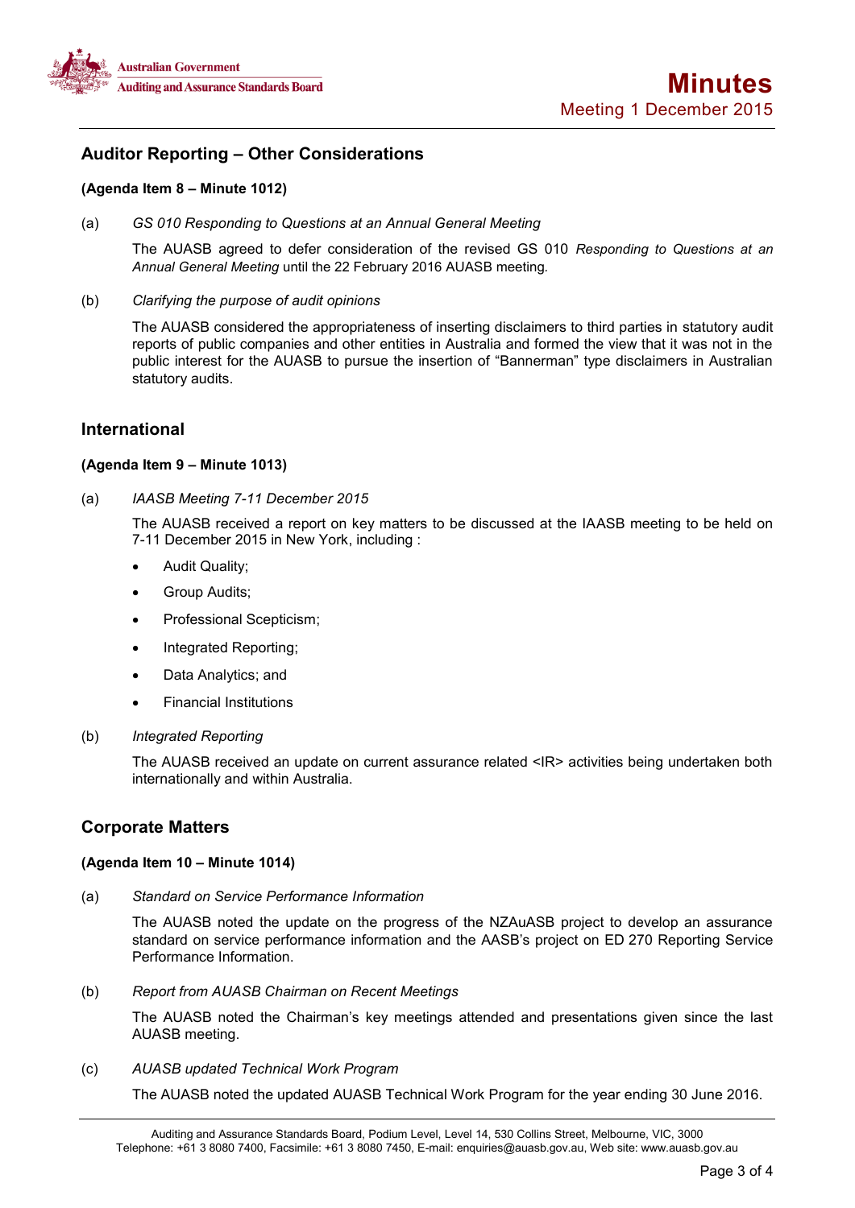## Auditor Reporting – Other Considerations

**(Agenda Item 8 – Minute 1012)**

(a) *GS 010 Responding to Questions at an Annual General Meeting*

The AUASB agreed to defer consideration of the revised GS 010 *Responding to Questions at an Annual General Meeting* until the 22 February 2016 AUASB meeting.

(b) *Clarifying the purpose of audit opinions*

The AUASB considered the appropriateness of inserting disclaimers to third parties in statutory audit reports of public companies and other entities in Australia and formed the view that it was not in the public interest for the AUASB to pursue the insertion of "Bannerman" type disclaimers in Australian statutory audits.

## International

**(Agenda Item 9 – Minute 1013)**

(a) *IAASB Meeting 7-11 December 2015*

The AUASB received a report on key matters to be discussed at the IAASB meeting to be held on 7-11 December 2015 in New York, including :

- Audit Quality;
- Group Audits;
- Professional Scepticism;
- Integrated Reporting;
- Data Analytics; and
- Financial Institutions

(b) *Integrated Reporting*

The AUASB received an update on current assurance related <IR> activities being undertaken both internationally and within Australia.

## Corporate Matters

**(Agenda Item 10 – Minute 1014)**

(a) *Standard on Service Performance Information*

The AUASB noted the update on the progress of the NZAuASB project to develop an assurance standard on service performance information and the AASB's project on ED 270 Reporting Service Performance Information.

(b) *Report from AUASB Chairman on Recent Meetings*

The AUASB noted the Chairman's key meetings attended and presentations given since the last AUASB meeting.

(c) *AUASB updated Technical Work Program*

The AUASB noted the updated AUASB Technical Work Program for the year ending 30 June 2016.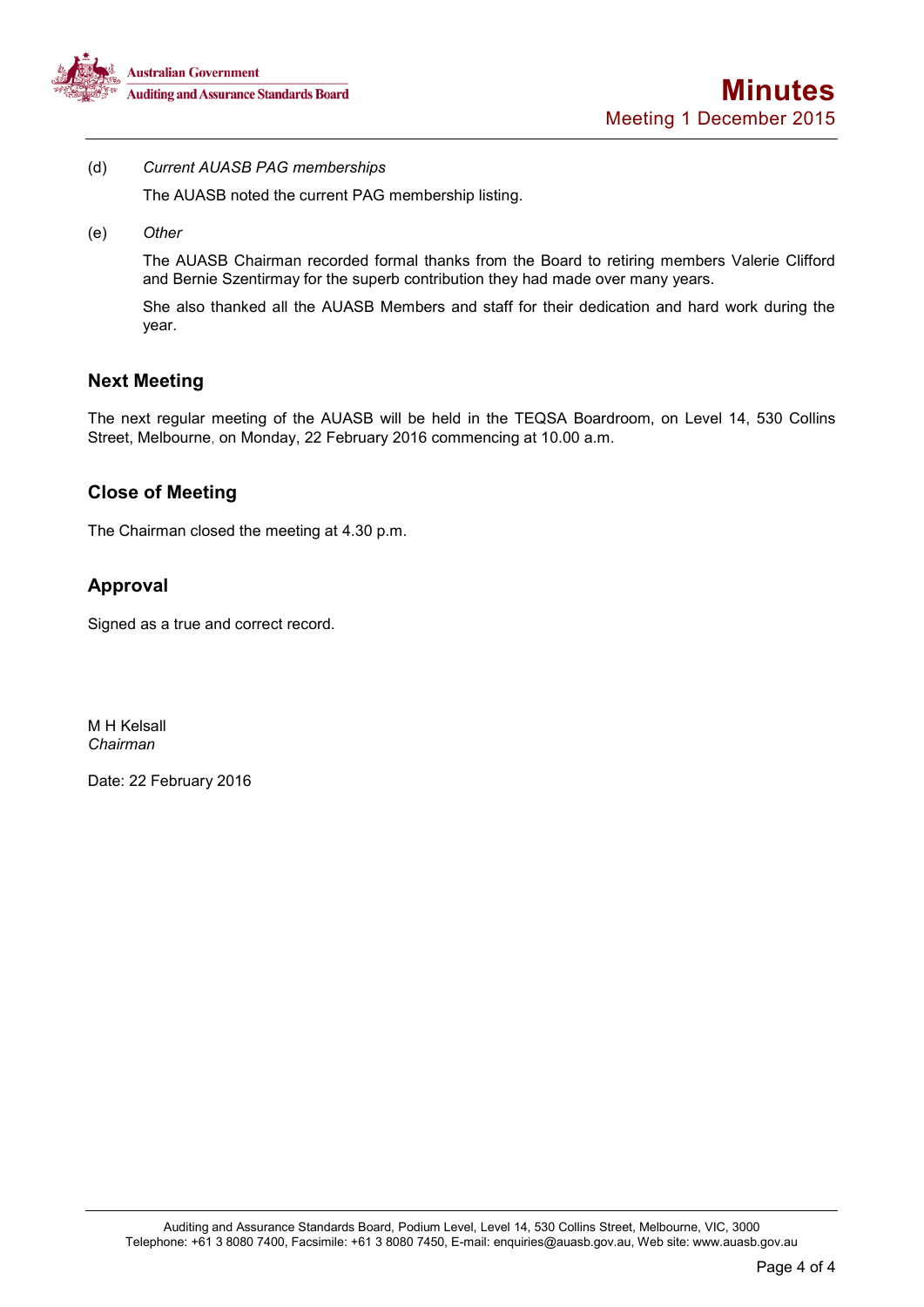(d) *Current AUASB PAG memberships*

The AUASB noted the current PAG membership listing.

(e) *Other*

The AUASB Chairman recorded formal thanks from the Board to retiring members Valerie Clifford and Bernie Szentirmay for the superb contribution they had made over many years.

She also thanked all the AUASB Members and staff for their dedication and hard work during the year.

## Next Meeting

The next regular meeting of the AUASB will be held in the TEQSA Boardroom, on Level 14, 530 Collins Street, Melbourne, on Monday, 22 February 2016 commencing at 10.00 a.m.

## Close of Meeting

The Chairman closed the meeting at 4.30 p.m.

## Approval

Signed as a true and correct record.

M H Kelsall
*Chairman*

Date: 22 February 2016